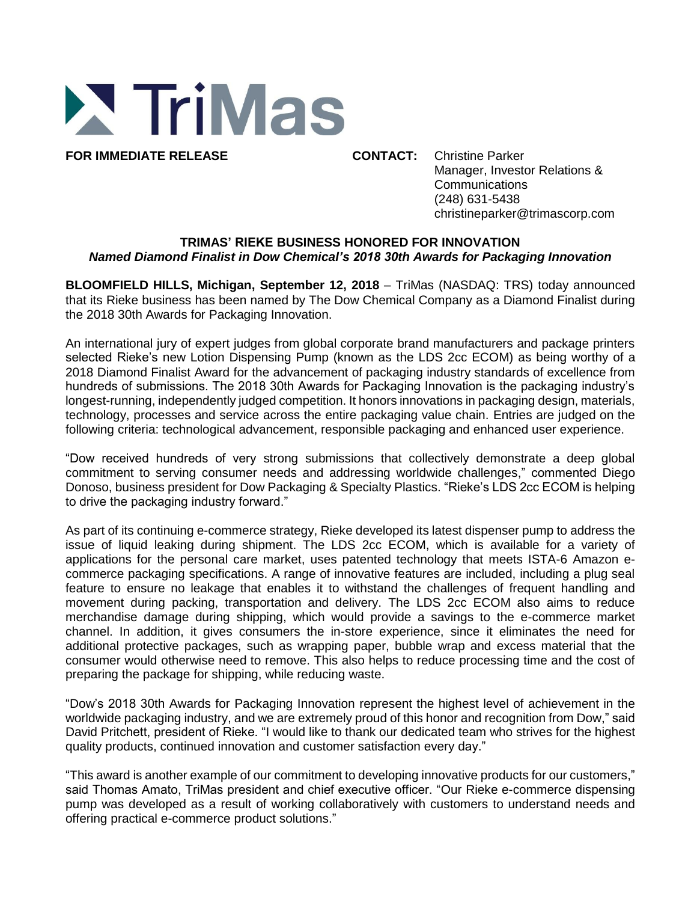TriMas

**FOR IMMEDIATE RELEASE**

**CONTACT:** Christine Parker
Manager, Investor Relations & Communications
(248) 631-5438
christineparker@trimascorp.com

**TRIMAS' RIEKE BUSINESS HONORED FOR INNOVATION**
***Named Diamond Finalist in Dow Chemical's 2018 30th Awards for Packaging Innovation***

**BLOOMFIELD HILLS, Michigan, September 12, 2018** – TriMas (NASDAQ: TRS) today announced that its Rieke business has been named by The Dow Chemical Company as a Diamond Finalist during the 2018 30th Awards for Packaging Innovation.

An international jury of expert judges from global corporate brand manufacturers and package printers selected Rieke's new Lotion Dispensing Pump (known as the LDS 2cc ECOM) as being worthy of a 2018 Diamond Finalist Award for the advancement of packaging industry standards of excellence from hundreds of submissions. The 2018 30th Awards for Packaging Innovation is the packaging industry's longest-running, independently judged competition. It honors innovations in packaging design, materials, technology, processes and service across the entire packaging value chain. Entries are judged on the following criteria: technological advancement, responsible packaging and enhanced user experience.

"Dow received hundreds of very strong submissions that collectively demonstrate a deep global commitment to serving consumer needs and addressing worldwide challenges," commented Diego Donoso, business president for Dow Packaging & Specialty Plastics. "Rieke's LDS 2cc ECOM is helping to drive the packaging industry forward."

As part of its continuing e-commerce strategy, Rieke developed its latest dispenser pump to address the issue of liquid leaking during shipment. The LDS 2cc ECOM, which is available for a variety of applications for the personal care market, uses patented technology that meets ISTA-6 Amazon e-commerce packaging specifications. A range of innovative features are included, including a plug seal feature to ensure no leakage that enables it to withstand the challenges of frequent handling and movement during packing, transportation and delivery. The LDS 2cc ECOM also aims to reduce merchandise damage during shipping, which would provide a savings to the e-commerce market channel. In addition, it gives consumers the in-store experience, since it eliminates the need for additional protective packages, such as wrapping paper, bubble wrap and excess material that the consumer would otherwise need to remove. This also helps to reduce processing time and the cost of preparing the package for shipping, while reducing waste.

"Dow's 2018 30th Awards for Packaging Innovation represent the highest level of achievement in the worldwide packaging industry, and we are extremely proud of this honor and recognition from Dow," said David Pritchett, president of Rieke. "I would like to thank our dedicated team who strives for the highest quality products, continued innovation and customer satisfaction every day."

"This award is another example of our commitment to developing innovative products for our customers," said Thomas Amato, TriMas president and chief executive officer. "Our Rieke e-commerce dispensing pump was developed as a result of working collaboratively with customers to understand needs and offering practical e-commerce product solutions."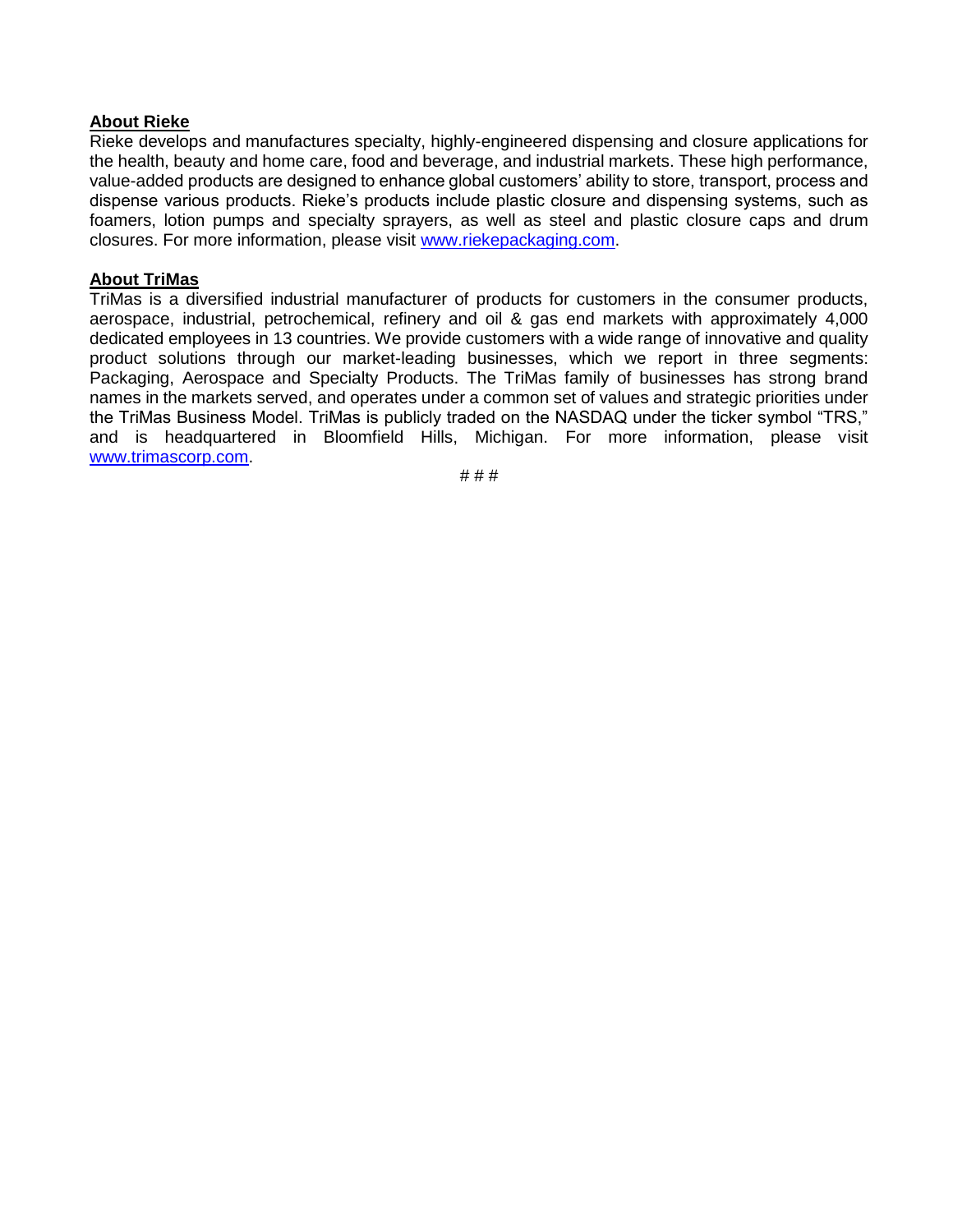**About Rieke**

Rieke develops and manufactures specialty, highly-engineered dispensing and closure applications for the health, beauty and home care, food and beverage, and industrial markets. These high performance, value-added products are designed to enhance global customers' ability to store, transport, process and dispense various products. Rieke's products include plastic closure and dispensing systems, such as foamers, lotion pumps and specialty sprayers, as well as steel and plastic closure caps and drum closures. For more information, please visit www.riekepackaging.com.

**About TriMas**

TriMas is a diversified industrial manufacturer of products for customers in the consumer products, aerospace, industrial, petrochemical, refinery and oil & gas end markets with approximately 4,000 dedicated employees in 13 countries. We provide customers with a wide range of innovative and quality product solutions through our market-leading businesses, which we report in three segments: Packaging, Aerospace and Specialty Products. The TriMas family of businesses has strong brand names in the markets served, and operates under a common set of values and strategic priorities under the TriMas Business Model. TriMas is publicly traded on the NASDAQ under the ticker symbol "TRS," and is headquartered in Bloomfield Hills, Michigan. For more information, please visit www.trimascorp.com.

# # #